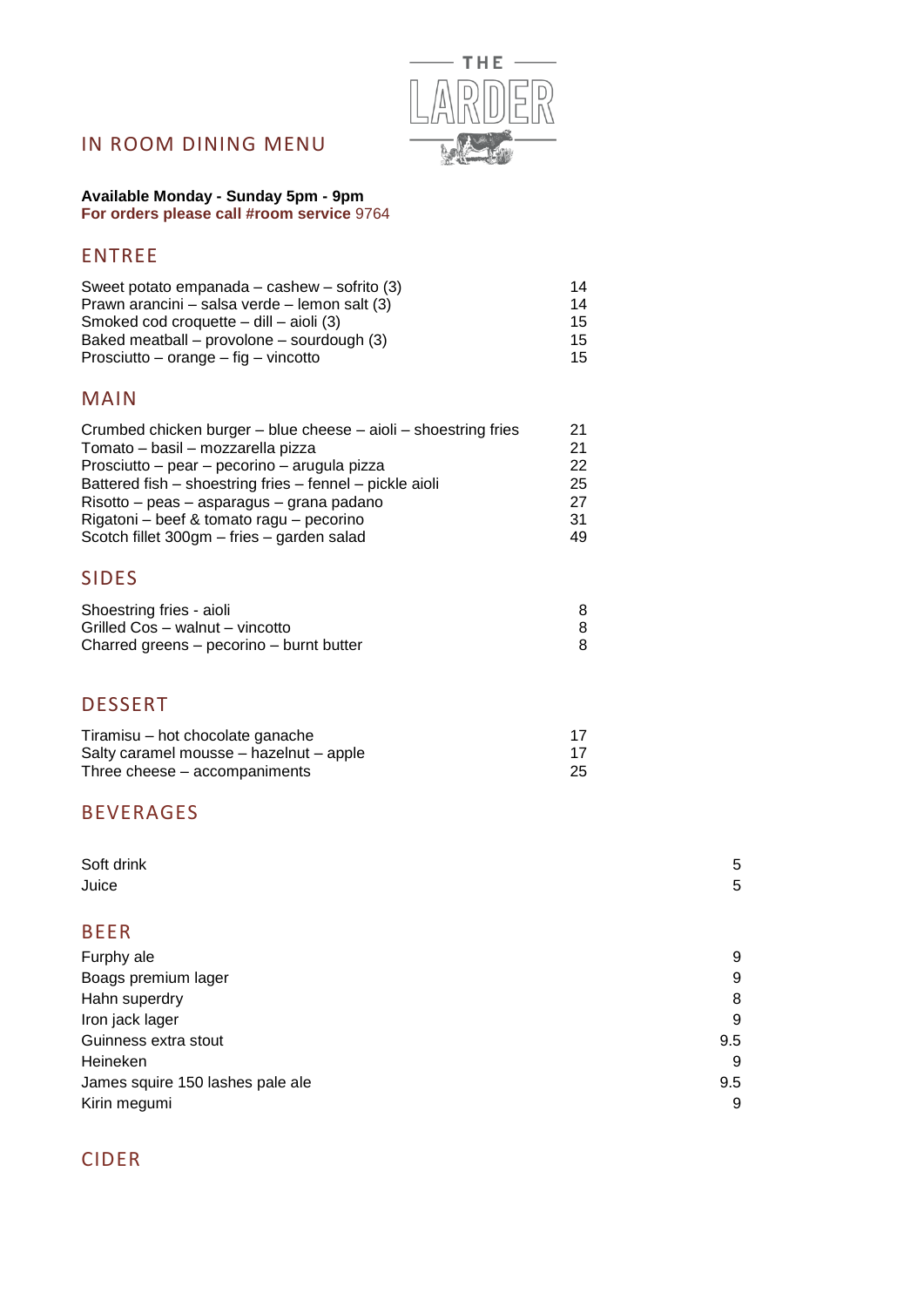THE LARDER

# IN ROOM DINING MENU

**Available Monday - Sunday 5pm - 9pm**
**For orders please call #room service** 9764

## ENTREE

| | |
|---|---|
| Sweet potato empanada – cashew – sofrito (3) | 14 |
| Prawn arancini – salsa verde – lemon salt (3) | 14 |
| Smoked cod croquette – dill – aioli (3) | 15 |
| Baked meatball – provolone – sourdough (3) | 15 |
| Prosciutto – orange – fig – vincotto | 15 |

## MAIN

| | |
|---|---|
| Crumbed chicken burger – blue cheese – aioli – shoestring fries | 21 |
| Tomato – basil – mozzarella pizza | 21 |
| Prosciutto – pear – pecorino – arugula pizza | 22 |
| Battered fish – shoestring fries – fennel – pickle aioli | 25 |
| Risotto – peas – asparagus – grana padano | 27 |
| Rigatoni – beef & tomato ragu – pecorino | 31 |
| Scotch fillet 300gm – fries – garden salad | 49 |

## SIDES

| | |
|---|---|
| Shoestring fries - aioli | 8 |
| Grilled Cos – walnut – vincotto | 8 |
| Charred greens – pecorino – burnt butter | 8 |

## DESSERT

| | |
|---|---|
| Tiramisu – hot chocolate ganache | 17 |
| Salty caramel mousse – hazelnut – apple | 17 |
| Three cheese – accompaniments | 25 |

## BEVERAGES

| | |
|---|---|
| Soft drink | 5 |
| Juice | 5 |

## BEER

| | |
|---|---|
| Furphy ale | 9 |
| Boags premium lager | 9 |
| Hahn superdry | 8 |
| Iron jack lager | 9 |
| Guinness extra stout | 9.5 |
| Heineken | 9 |
| James squire 150 lashes pale ale | 9.5 |
| Kirin megumi | 9 |

## CIDER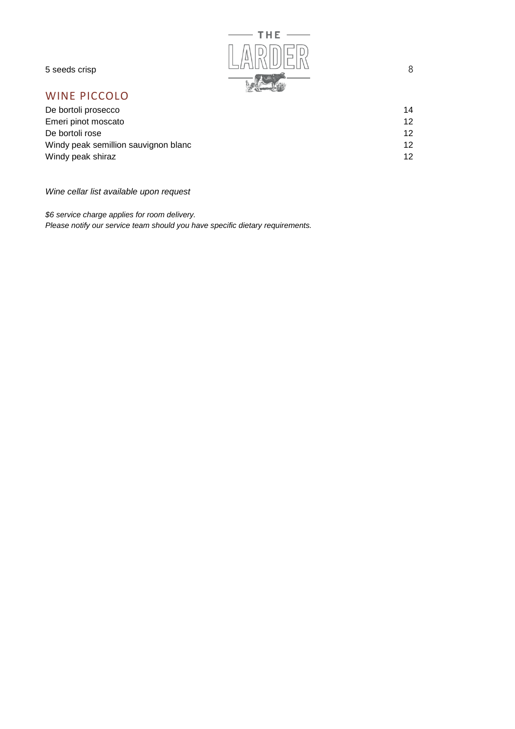THE LARDER

| | |
|---|---|
| 5 seeds crisp | 8 |

## WINE PICCOLO

| | |
|---|---|
| De bortoli prosecco | 14 |
| Emeri pinot moscato | 12 |
| De bortoli rose | 12 |
| Windy peak semillion sauvignon blanc | 12 |
| Windy peak shiraz | 12 |

*Wine cellar list available upon request*

*$6 service charge applies for room delivery.*
*Please notify our service team should you have specific dietary requirements.*